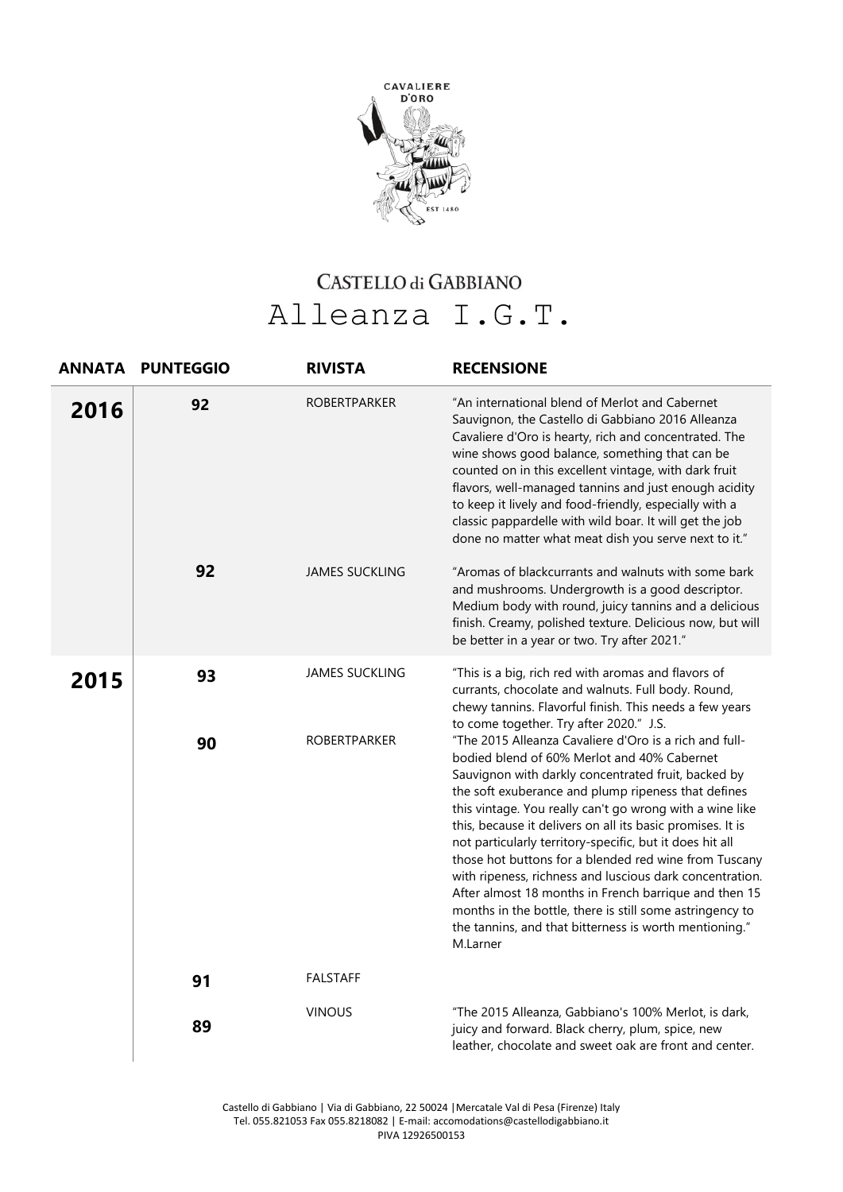CAVALIERE D'ORO

EST 1480

# CASTELLO di GABBIANO

# Alleanza I.G.T.

| ANNATA | PUNTEGGIO | RIVISTA | RECENSIONE |
|---|---|---|---|
| **2016** | 92 | ROBERTPARKER | "An international blend of Merlot and Cabernet Sauvignon, the Castello di Gabbiano 2016 Alleanza Cavaliere d'Oro is hearty, rich and concentrated. The wine shows good balance, something that can be counted on in this excellent vintage, with dark fruit flavors, well-managed tannins and just enough acidity to keep it lively and food-friendly, especially with a classic pappardelle with wild boar. It will get the job done no matter what meat dish you serve next to it." |
| | **92** | JAMES SUCKLING | "Aromas of blackcurrants and walnuts with some bark and mushrooms. Undergrowth is a good descriptor. Medium body with round, juicy tannins and a delicious finish. Creamy, polished texture. Delicious now, but will be better in a year or two. Try after 2021." |
| **2015** | **93** | JAMES SUCKLING | "This is a big, rich red with aromas and flavors of currants, chocolate and walnuts. Full body. Round, chewy tannins. Flavorful finish. This needs a few years to come together. Try after 2020." J.S. |
| | **90** | ROBERTPARKER | "The 2015 Alleanza Cavaliere d'Oro is a rich and full-bodied blend of 60% Merlot and 40% Cabernet Sauvignon with darkly concentrated fruit, backed by the soft exuberance and plump ripeness that defines this vintage. You really can't go wrong with a wine like this, because it delivers on all its basic promises. It is not particularly territory-specific, but it does hit all those hot buttons for a blended red wine from Tuscany with ripeness, richness and luscious dark concentration. After almost 18 months in French barrique and then 15 months in the bottle, there is still some astringency to the tannins, and that bitterness is worth mentioning." M.Larner |
| | **91** | FALSTAFF | |
| | **89** | VINOUS | "The 2015 Alleanza, Gabbiano's 100% Merlot, is dark, juicy and forward. Black cherry, plum, spice, new leather, chocolate and sweet oak are front and center. |

Castello di Gabbiano | Via di Gabbiano, 22 50024 |Mercatale Val di Pesa (Firenze) Italy
Tel. 055.821053 Fax 055.8218082 | E-mail: accomodations@castellodigabbiano.it
PIVA 12926500153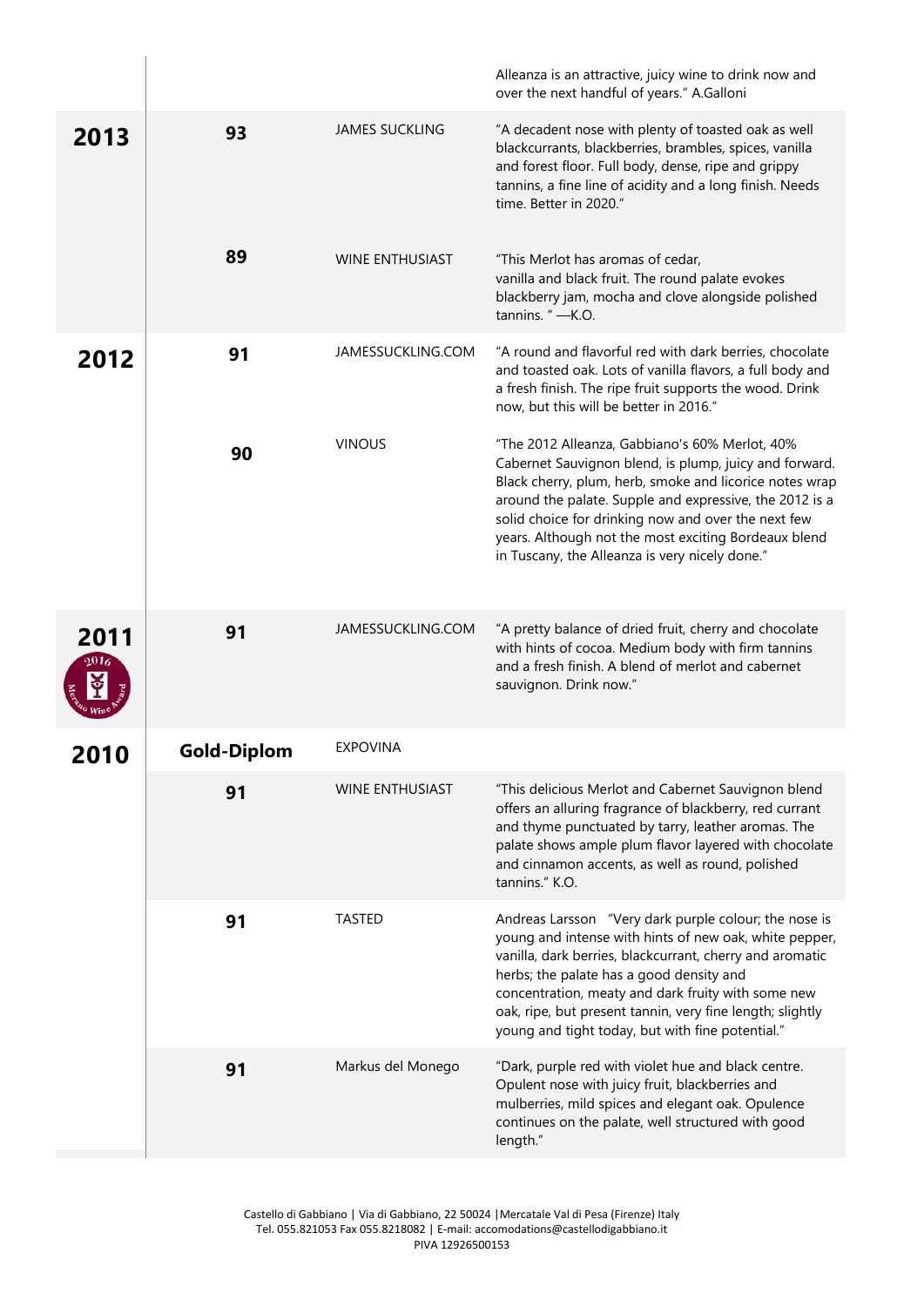| | | | |
|---|---|---|---|
| | | | Alleanza is an attractive, juicy wine to drink now and over the next handful of years." A.Galloni |
| **2013** | **93** | JAMES SUCKLING | "A decadent nose with plenty of toasted oak as well blackcurrants, blackberries, brambles, spices, vanilla and forest floor. Full body, dense, ripe and grippy tannins, a fine line of acidity and a long finish. Needs time. Better in 2020." |
| | **89** | WINE ENTHUSIAST | "This Merlot has aromas of cedar, vanilla and black fruit. The round palate evokes blackberry jam, mocha and clove alongside polished tannins. " —K.O. |
| **2012** | **91** | JAMESSUCKLING.COM | "A round and flavorful red with dark berries, chocolate and toasted oak. Lots of vanilla flavors, a full body and a fresh finish. The ripe fruit supports the wood. Drink now, but this will be better in 2016." |
| | **90** | VINOUS | "The 2012 Alleanza, Gabbiano's 60% Merlot, 40% Cabernet Sauvignon blend, is plump, juicy and forward. Black cherry, plum, herb, smoke and licorice notes wrap around the palate. Supple and expressive, the 2012 is a solid choice for drinking now and over the next few years. Although not the most exciting Bordeaux blend in Tuscany, the Alleanza is very nicely done." |
| **2011** 2016 Merano Wine Award | **91** | JAMESSUCKLING.COM | "A pretty balance of dried fruit, cherry and chocolate with hints of cocoa. Medium body with firm tannins and a fresh finish. A blend of merlot and cabernet sauvignon. Drink now." |
| **2010** | **Gold-Diplom** | EXPOVINA | |
| | **91** | WINE ENTHUSIAST | "This delicious Merlot and Cabernet Sauvignon blend offers an alluring fragrance of blackberry, red currant and thyme punctuated by tarry, leather aromas. The palate shows ample plum flavor layered with chocolate and cinnamon accents, as well as round, polished tannins." K.O. |
| | **91** | TASTED | Andreas Larsson "Very dark purple colour; the nose is young and intense with hints of new oak, white pepper, vanilla, dark berries, blackcurrant, cherry and aromatic herbs; the palate has a good density and concentration, meaty and dark fruity with some new oak, ripe, but present tannin, very fine length; slightly young and tight today, but with fine potential." |
| | **91** | Markus del Monego | "Dark, purple red with violet hue and black centre. Opulent nose with juicy fruit, blackberries and mulberries, mild spices and elegant oak. Opulence continues on the palate, well structured with good length." |

Castello di Gabbiano | Via di Gabbiano, 22 50024 |Mercatale Val di Pesa (Firenze) Italy
Tel. 055.821053 Fax 055.8218082 | E-mail: accomodations@castellodigabbiano.it
PIVA 12926500153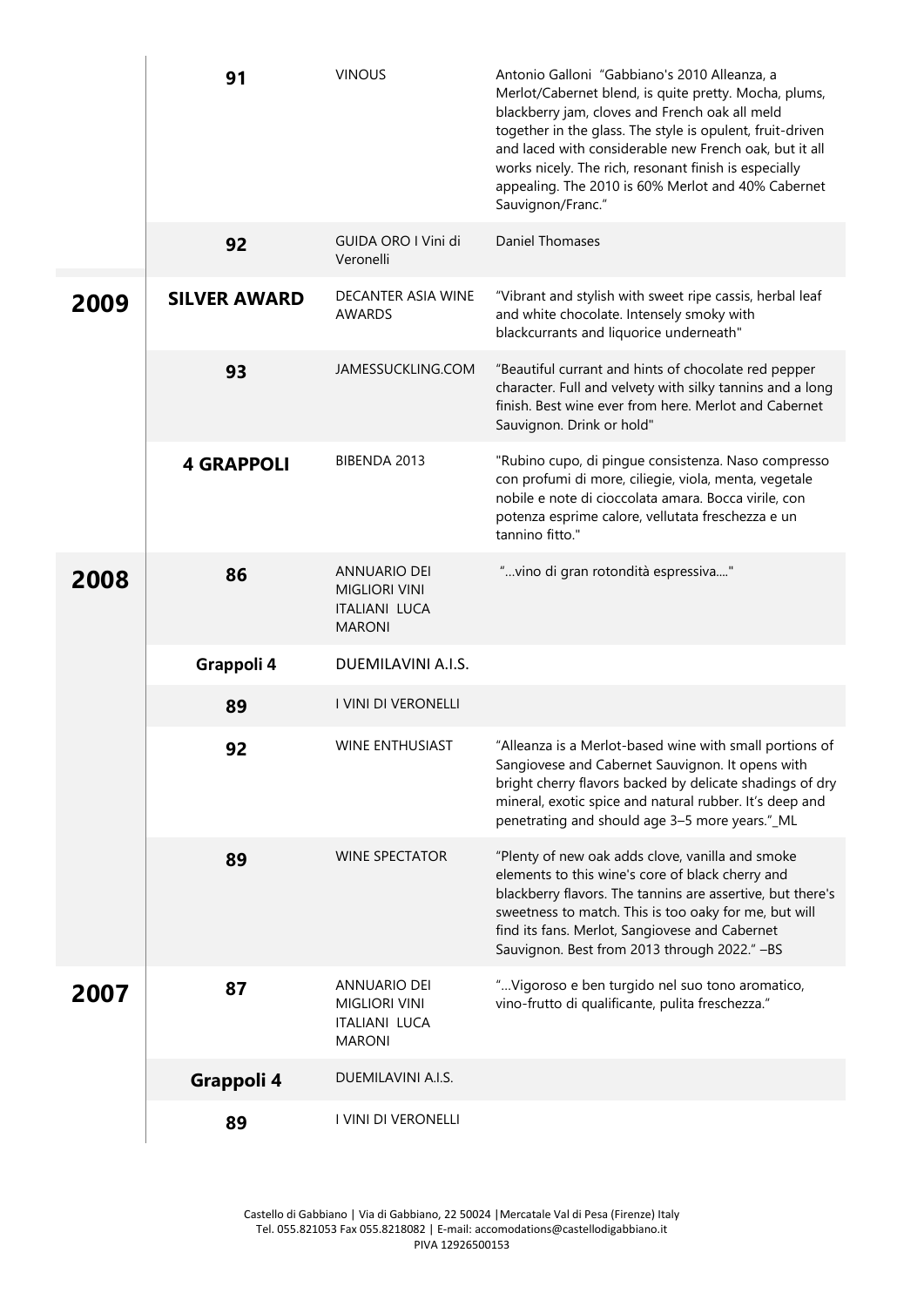| | | | |
|---|---|---|---|
| | **91** | VINOUS | Antonio Galloni "Gabbiano's 2010 Alleanza, a Merlot/Cabernet blend, is quite pretty. Mocha, plums, blackberry jam, cloves and French oak all meld together in the glass. The style is opulent, fruit-driven and laced with considerable new French oak, but it all works nicely. The rich, resonant finish is especially appealing. The 2010 is 60% Merlot and 40% Cabernet Sauvignon/Franc." |
| | **92** | GUIDA ORO I Vini di Veronelli | Daniel Thomases |
| **2009** | **SILVER AWARD** | DECANTER ASIA WINE AWARDS | "Vibrant and stylish with sweet ripe cassis, herbal leaf and white chocolate. Intensely smoky with blackcurrants and liquorice underneath" |
| | **93** | JAMESSUCKLING.COM | "Beautiful currant and hints of chocolate red pepper character. Full and velvety with silky tannins and a long finish. Best wine ever from here. Merlot and Cabernet Sauvignon. Drink or hold" |
| | **4 GRAPPOLI** | BIBENDA 2013 | "Rubino cupo, di pingue consistenza. Naso compresso con profumi di more, ciliegie, viola, menta, vegetale nobile e note di cioccolata amara. Bocca virile, con potenza esprime calore, vellutata freschezza e un tannino fitto." |
| **2008** | **86** | ANNUARIO DEI MIGLIORI VINI ITALIANI LUCA MARONI | "…vino di gran rotondità espressiva…." |
| | **Grappoli 4** | DUEMILAVINI A.I.S. | |
| | **89** | I VINI DI VERONELLI | |
| | **92** | WINE ENTHUSIAST | "Alleanza is a Merlot-based wine with small portions of Sangiovese and Cabernet Sauvignon. It opens with bright cherry flavors backed by delicate shadings of dry mineral, exotic spice and natural rubber. It's deep and penetrating and should age 3–5 more years."_ML |
| | **89** | WINE SPECTATOR | "Plenty of new oak adds clove, vanilla and smoke elements to this wine's core of black cherry and blackberry flavors. The tannins are assertive, but there's sweetness to match. This is too oaky for me, but will find its fans. Merlot, Sangiovese and Cabernet Sauvignon. Best from 2013 through 2022." –BS |
| **2007** | **87** | ANNUARIO DEI MIGLIORI VINI ITALIANI LUCA MARONI | "…Vigoroso e ben turgido nel suo tono aromatico, vino-frutto di qualificante, pulita freschezza." |
| | **Grappoli 4** | DUEMILAVINI A.I.S. | |
| | **89** | I VINI DI VERONELLI | |

Castello di Gabbiano | Via di Gabbiano, 22 50024 |Mercatale Val di Pesa (Firenze) Italy
Tel. 055.821053 Fax 055.8218082 | E-mail: accomodations@castellodigabbiano.it
PIVA 12926500153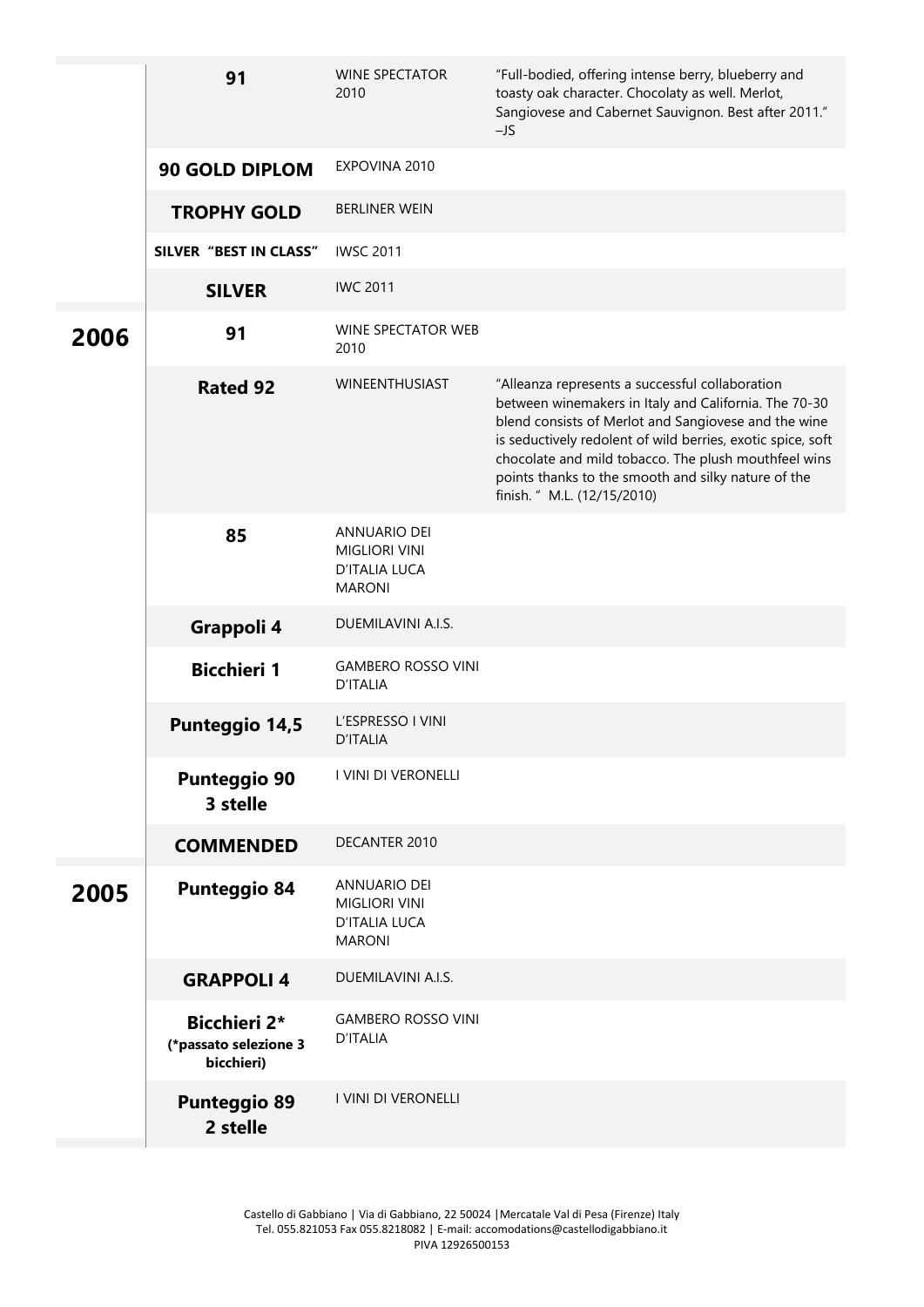| | | | |
|---|---|---|---|
| | **91** | WINE SPECTATOR 2010 | "Full-bodied, offering intense berry, blueberry and toasty oak character. Chocolaty as well. Merlot, Sangiovese and Cabernet Sauvignon. Best after 2011." –JS |
| | **90 GOLD DIPLOM** | EXPOVINA 2010 | |
| | **TROPHY GOLD** | BERLINER WEIN | |
| | **SILVER "BEST IN CLASS"** | IWSC 2011 | |
| | **SILVER** | IWC 2011 | |
| **2006** | **91** | WINE SPECTATOR WEB 2010 | |
| | **Rated 92** | WINEENTHUSIAST | "Alleanza represents a successful collaboration between winemakers in Italy and California. The 70-30 blend consists of Merlot and Sangiovese and the wine is seductively redolent of wild berries, exotic spice, soft chocolate and mild tobacco. The plush mouthfeel wins points thanks to the smooth and silky nature of the finish. " M.L. (12/15/2010) |
| | **85** | ANNUARIO DEI MIGLIORI VINI D'ITALIA LUCA MARONI | |
| | **Grappoli 4** | DUEMILAVINI A.I.S. | |
| | **Bicchieri 1** | GAMBERO ROSSO VINI D'ITALIA | |
| | **Punteggio 14,5** | L'ESPRESSO I VINI D'ITALIA | |
| | **Punteggio 90 3 stelle** | I VINI DI VERONELLI | |
| | **COMMENDED** | DECANTER 2010 | |
| **2005** | **Punteggio 84** | ANNUARIO DEI MIGLIORI VINI D'ITALIA LUCA MARONI | |
| | **GRAPPOLI 4** | DUEMILAVINI A.I.S. | |
| | **Bicchieri 2*** **(*passato selezione 3 bicchieri)** | GAMBERO ROSSO VINI D'ITALIA | |
| | **Punteggio 89 2 stelle** | I VINI DI VERONELLI | |

Castello di Gabbiano | Via di Gabbiano, 22 50024 | Mercatale Val di Pesa (Firenze) Italy
Tel. 055.821053 Fax 055.8218082 | E-mail: accomodations@castellodigabbiano.it
PIVA 12926500153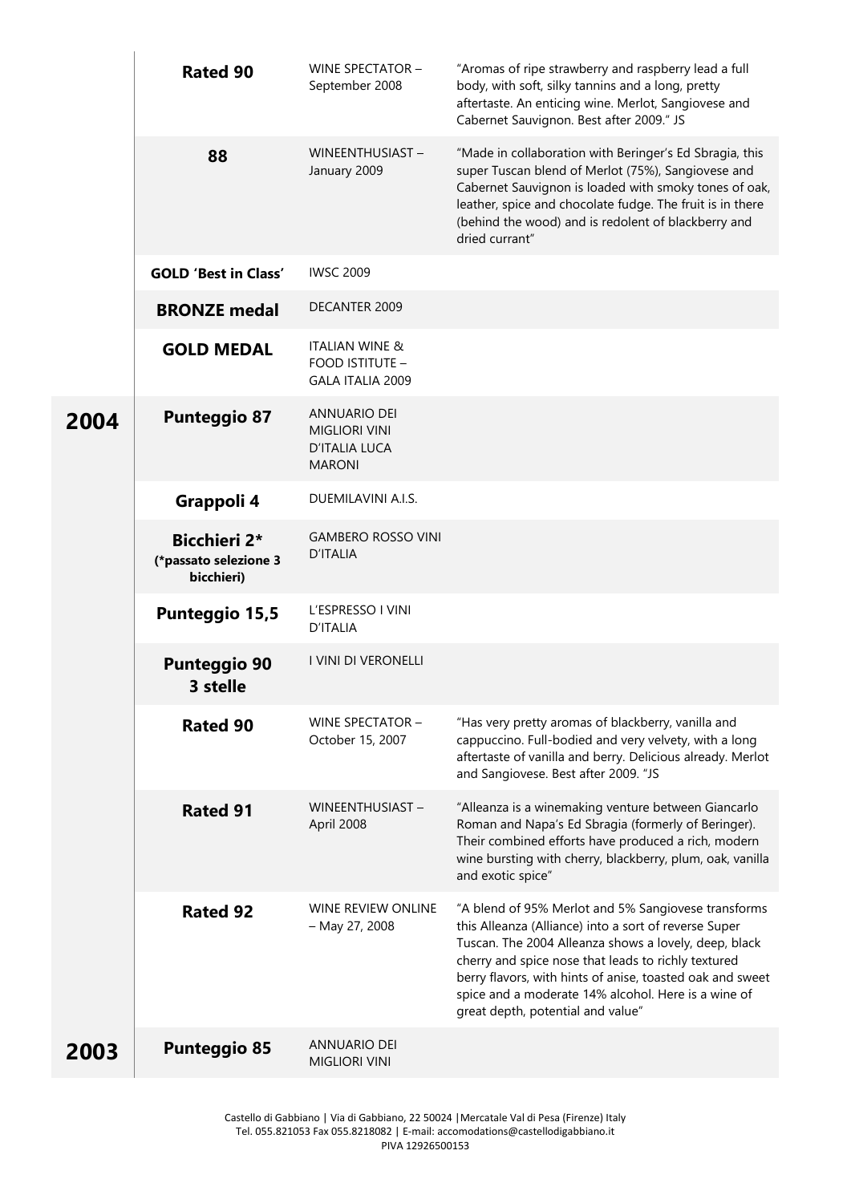| | | | |
|---|---|---|---|
| | **Rated 90** | WINE SPECTATOR – September 2008 | "Aromas of ripe strawberry and raspberry lead a full body, with soft, silky tannins and a long, pretty aftertaste. An enticing wine. Merlot, Sangiovese and Cabernet Sauvignon. Best after 2009." JS |
| | **88** | WINEENTHUSIAST – January 2009 | "Made in collaboration with Beringer's Ed Sbragia, this super Tuscan blend of Merlot (75%), Sangiovese and Cabernet Sauvignon is loaded with smoky tones of oak, leather, spice and chocolate fudge. The fruit is in there (behind the wood) and is redolent of blackberry and dried currant" |
| | **GOLD 'Best in Class'** | IWSC 2009 | |
| | **BRONZE medal** | DECANTER 2009 | |
| | **GOLD MEDAL** | ITALIAN WINE & FOOD ISTITUTE – GALA ITALIA 2009 | |
| **2004** | **Punteggio 87** | ANNUARIO DEI MIGLIORI VINI D'ITALIA LUCA MARONI | |
| | **Grappoli 4** | DUEMILAVINI A.I.S. | |
| | **Bicchieri 2*** **(*passato selezione 3 bicchieri)** | GAMBERO ROSSO VINI D'ITALIA | |
| | **Punteggio 15,5** | L'ESPRESSO I VINI D'ITALIA | |
| | **Punteggio 90 3 stelle** | I VINI DI VERONELLI | |
| | **Rated 90** | WINE SPECTATOR – October 15, 2007 | "Has very pretty aromas of blackberry, vanilla and cappuccino. Full-bodied and very velvety, with a long aftertaste of vanilla and berry. Delicious already. Merlot and Sangiovese. Best after 2009. "JS |
| | **Rated 91** | WINEENTHUSIAST – April 2008 | "Alleanza is a winemaking venture between Giancarlo Roman and Napa's Ed Sbragia (formerly of Beringer). Their combined efforts have produced a rich, modern wine bursting with cherry, blackberry, plum, oak, vanilla and exotic spice" |
| | **Rated 92** | WINE REVIEW ONLINE – May 27, 2008 | "A blend of 95% Merlot and 5% Sangiovese transforms this Alleanza (Alliance) into a sort of reverse Super Tuscan. The 2004 Alleanza shows a lovely, deep, black cherry and spice nose that leads to richly textured berry flavors, with hints of anise, toasted oak and sweet spice and a moderate 14% alcohol. Here is a wine of great depth, potential and value" |
| **2003** | **Punteggio 85** | ANNUARIO DEI MIGLIORI VINI | |

Castello di Gabbiano | Via di Gabbiano, 22 50024 |Mercatale Val di Pesa (Firenze) Italy
Tel. 055.821053 Fax 055.8218082 | E-mail: accomodations@castellodigabbiano.it
PIVA 12926500153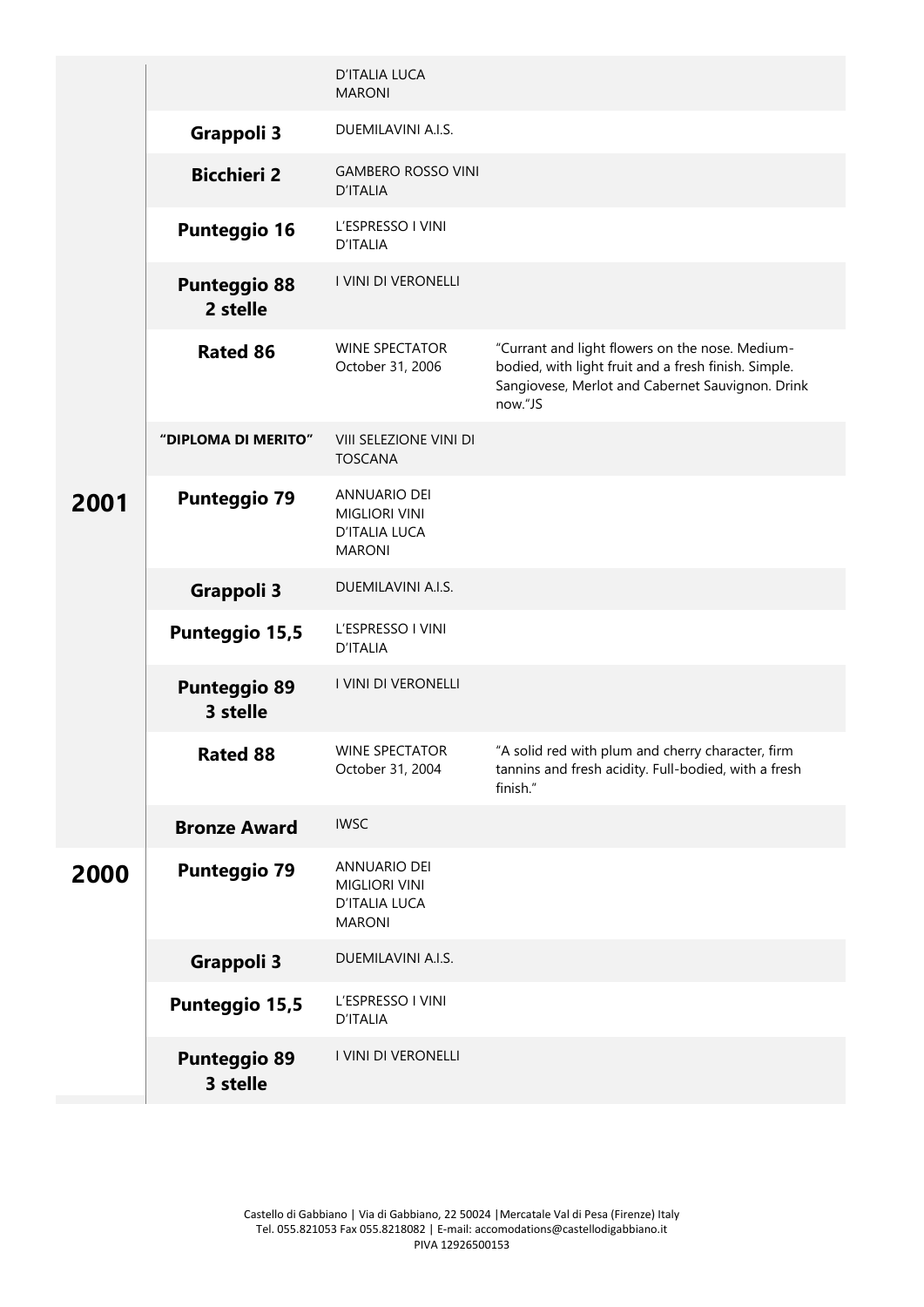| | | | |
|---|---|---|---|
| | | D'ITALIA LUCA MARONI | |
| | **Grappoli 3** | DUEMILAVINI A.I.S. | |
| | **Bicchieri 2** | GAMBERO ROSSO VINI D'ITALIA | |
| | **Punteggio 16** | L'ESPRESSO I VINI D'ITALIA | |
| | **Punteggio 88 2 stelle** | I VINI DI VERONELLI | |
| | **Rated 86** | WINE SPECTATOR October 31, 2006 | "Currant and light flowers on the nose. Medium-bodied, with light fruit and a fresh finish. Simple. Sangiovese, Merlot and Cabernet Sauvignon. Drink now."JS |
| | **"DIPLOMA DI MERITO"** | VIII SELEZIONE VINI DI TOSCANA | |
| **2001** | **Punteggio 79** | ANNUARIO DEI MIGLIORI VINI D'ITALIA LUCA MARONI | |
| | **Grappoli 3** | DUEMILAVINI A.I.S. | |
| | **Punteggio 15,5** | L'ESPRESSO I VINI D'ITALIA | |
| | **Punteggio 89 3 stelle** | I VINI DI VERONELLI | |
| | **Rated 88** | WINE SPECTATOR October 31, 2004 | "A solid red with plum and cherry character, firm tannins and fresh acidity. Full-bodied, with a fresh finish." |
| | **Bronze Award** | IWSC | |
| **2000** | **Punteggio 79** | ANNUARIO DEI MIGLIORI VINI D'ITALIA LUCA MARONI | |
| | **Grappoli 3** | DUEMILAVINI A.I.S. | |
| | **Punteggio 15,5** | L'ESPRESSO I VINI D'ITALIA | |
| | **Punteggio 89 3 stelle** | I VINI DI VERONELLI | |

Castello di Gabbiano | Via di Gabbiano, 22 50024 |Mercatale Val di Pesa (Firenze) Italy
Tel. 055.821053 Fax 055.8218082 | E-mail: accomodations@castellodigabbiano.it
PIVA 12926500153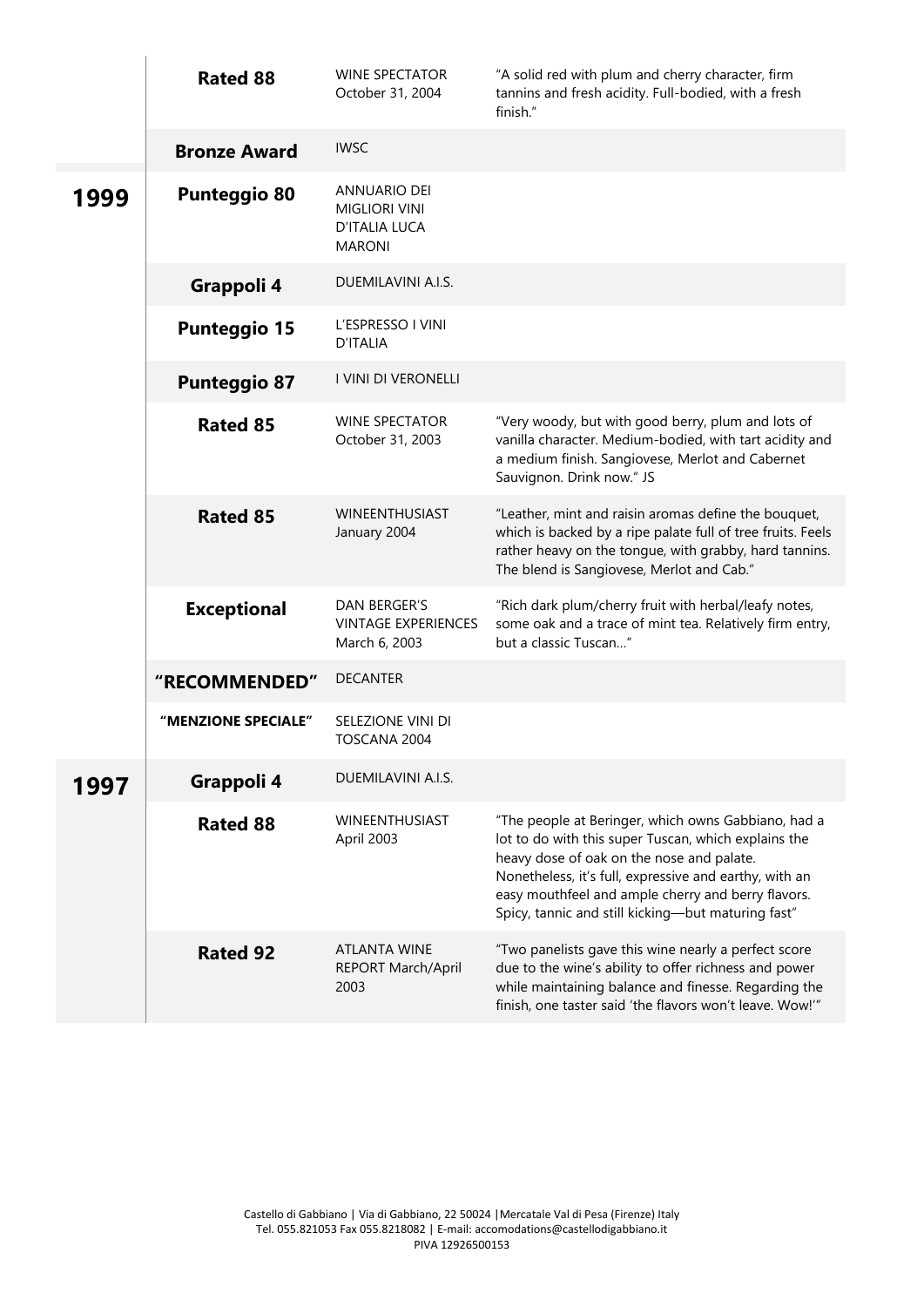| | | | |
|---|---|---|---|
| | **Rated 88** | WINE SPECTATOR October 31, 2004 | "A solid red with plum and cherry character, firm tannins and fresh acidity. Full-bodied, with a fresh finish." |
| | **Bronze Award** | IWSC | |
| **1999** | **Punteggio 80** | ANNUARIO DEI MIGLIORI VINI D'ITALIA LUCA MARONI | |
| | **Grappoli 4** | DUEMILAVINI A.I.S. | |
| | **Punteggio 15** | L'ESPRESSO I VINI D'ITALIA | |
| | **Punteggio 87** | I VINI DI VERONELLI | |
| | **Rated 85** | WINE SPECTATOR October 31, 2003 | "Very woody, but with good berry, plum and lots of vanilla character. Medium-bodied, with tart acidity and a medium finish. Sangiovese, Merlot and Cabernet Sauvignon. Drink now." JS |
| | **Rated 85** | WINEENTHUSIAST January 2004 | "Leather, mint and raisin aromas define the bouquet, which is backed by a ripe palate full of tree fruits. Feels rather heavy on the tongue, with grabby, hard tannins. The blend is Sangiovese, Merlot and Cab." |
| | **Exceptional** | DAN BERGER'S VINTAGE EXPERIENCES March 6, 2003 | "Rich dark plum/cherry fruit with herbal/leafy notes, some oak and a trace of mint tea. Relatively firm entry, but a classic Tuscan..." |
| | **"RECOMMENDED"** | DECANTER | |
| | **"MENZIONE SPECIALE"** | SELEZIONE VINI DI TOSCANA 2004 | |
| **1997** | **Grappoli 4** | DUEMILAVINI A.I.S. | |
| | **Rated 88** | WINEENTHUSIAST April 2003 | "The people at Beringer, which owns Gabbiano, had a lot to do with this super Tuscan, which explains the heavy dose of oak on the nose and palate. Nonetheless, it's full, expressive and earthy, with an easy mouthfeel and ample cherry and berry flavors. Spicy, tannic and still kicking—but maturing fast" |
| | **Rated 92** | ATLANTA WINE REPORT March/April 2003 | "Two panelists gave this wine nearly a perfect score due to the wine's ability to offer richness and power while maintaining balance and finesse. Regarding the finish, one taster said 'the flavors won't leave. Wow!'" |

Castello di Gabbiano | Via di Gabbiano, 22 50024 | Mercatale Val di Pesa (Firenze) Italy
Tel. 055.821053 Fax 055.8218082 | E-mail: accomodations@castellodigabbiano.it
PIVA 12926500153